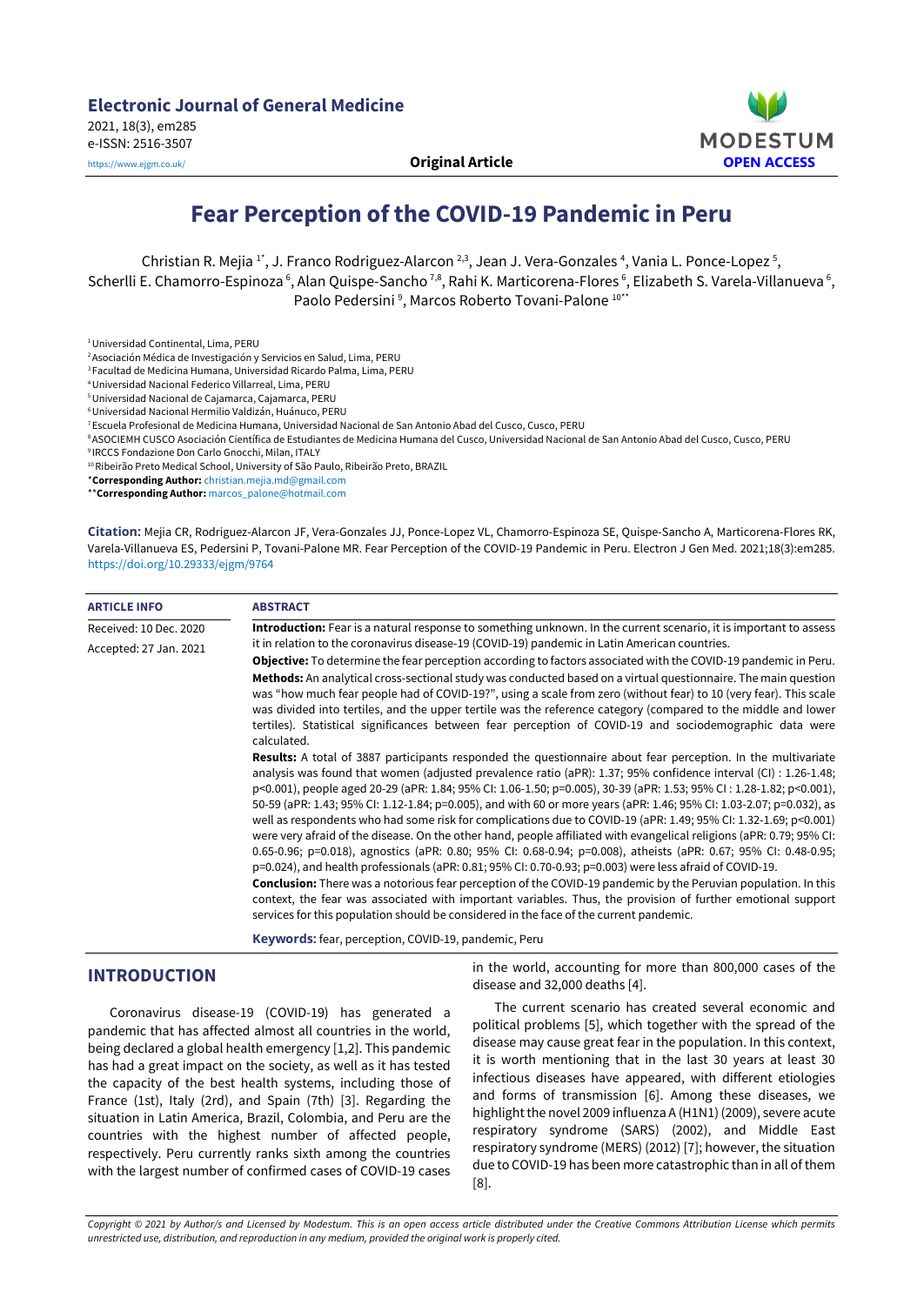# Fear Perception of the COVID-19 Pandemic in Peru

Christian R. Mejia [1*], J. Franco Rodriguez-Alarcon [2,3], Jean J. Vera-Gonzales [4], Vania L. Ponce-Lopez [5], Scherlli E. Chamorro-Espinoza [6], Alan Quispe-Sancho [7,8], Rahi K. Marticorena-Flores [6], Elizabeth S. Varela-Villanueva [6], Paolo Pedersini [9], Marcos Roberto Tovani-Palone [10**]

[1] Universidad Continental, Lima, PERU
[2] Asociación Médica de Investigación y Servicios en Salud, Lima, PERU
[3] Facultad de Medicina Humana, Universidad Ricardo Palma, Lima, PERU
[4] Universidad Nacional Federico Villarreal, Lima, PERU
[5] Universidad Nacional de Cajamarca, Cajamarca, PERU
[6] Universidad Nacional Hermilio Valdizán, Huánuco, PERU
[7] Escuela Profesional de Medicina Humana, Universidad Nacional de San Antonio Abad del Cusco, Cusco, PERU
[8] ASOCIEMH CUSCO Asociación Científica de Estudiantes de Medicina Humana del Cusco, Universidad Nacional de San Antonio Abad del Cusco, Cusco, PERU
[9] IRCCS Fondazione Don Carlo Gnocchi, Milan, ITALY
[10] Ribeirão Preto Medical School, University of São Paulo, Ribeirão Preto, BRAZIL

*Corresponding Author: christian.mejia.md@gmail.com
**Corresponding Author: marcos_palone@hotmail.com

**Citation:** Mejia CR, Rodriguez-Alarcon JF, Vera-Gonzales JJ, Ponce-Lopez VL, Chamorro-Espinoza SE, Quispe-Sancho A, Marticorena-Flores RK, Varela-Villanueva ES, Pedersini P, Tovani-Palone MR. Fear Perception of the COVID-19 Pandemic in Peru. Electron J Gen Med. 2021;18(3):em285. https://doi.org/10.29333/ejgm/9764

**ARTICLE INFO**

Received: 10 Dec. 2020
Accepted: 27 Jan. 2021

**ABSTRACT**

**Introduction:** Fear is a natural response to something unknown. In the current scenario, it is important to assess it in relation to the coronavirus disease-19 (COVID-19) pandemic in Latin American countries.

**Objective:** To determine the fear perception according to factors associated with the COVID-19 pandemic in Peru.

**Methods:** An analytical cross-sectional study was conducted based on a virtual questionnaire. The main question was "how much fear people had of COVID-19?", using a scale from zero (without fear) to 10 (very fear). This scale was divided into tertiles, and the upper tertile was the reference category (compared to the middle and lower tertiles). Statistical significances between fear perception of COVID-19 and sociodemographic data were calculated.

**Results:** A total of 3887 participants responded the questionnaire about fear perception. In the multivariate analysis was found that women (adjusted prevalence ratio (aPR): 1.37; 95% confidence interval (CI) : 1.26-1.48; p<0.001), people aged 20-29 (aPR: 1.84; 95% CI: 1.06-1.50; p=0.005), 30-39 (aPR: 1.53; 95% CI : 1.28-1.82; p<0.001), 50-59 (aPR: 1.43; 95% CI: 1.12-1.84; p=0.005), and with 60 or more years (aPR: 1.46; 95% CI: 1.03-2.07; p=0.032), as well as respondents who had some risk for complications due to COVID-19 (aPR: 1.49; 95% CI: 1.32-1.69; p<0.001) were very afraid of the disease. On the other hand, people affiliated with evangelical religions (aPR: 0.79; 95% CI: 0.65-0.96; p=0.018), agnostics (aPR: 0.80; 95% CI: 0.68-0.94; p=0.008), atheists (aPR: 0.67; 95% CI: 0.48-0.95; p=0.024), and health professionals (aPR: 0.81; 95% CI: 0.70-0.93; p=0.003) were less afraid of COVID-19.

**Conclusion:** There was a notorious fear perception of the COVID-19 pandemic by the Peruvian population. In this context, the fear was associated with important variables. Thus, the provision of further emotional support services for this population should be considered in the face of the current pandemic.

**Keywords:** fear, perception, COVID-19, pandemic, Peru

## INTRODUCTION

Coronavirus disease-19 (COVID-19) has generated a pandemic that has affected almost all countries in the world, being declared a global health emergency [1,2]. This pandemic has had a great impact on the society, as well as it has tested the capacity of the best health systems, including those of France (1st), Italy (2rd), and Spain (7th) [3]. Regarding the situation in Latin America, Brazil, Colombia, and Peru are the countries with the highest number of affected people, respectively. Peru currently ranks sixth among the countries with the largest number of confirmed cases of COVID-19 cases in the world, accounting for more than 800,000 cases of the disease and 32,000 deaths [4].

The current scenario has created several economic and political problems [5], which together with the spread of the disease may cause great fear in the population. In this context, it is worth mentioning that in the last 30 years at least 30 infectious diseases have appeared, with different etiologies and forms of transmission [6]. Among these diseases, we highlight the novel 2009 influenza A (H1N1) (2009), severe acute respiratory syndrome (SARS) (2002), and Middle East respiratory syndrome (MERS) (2012) [7]; however, the situation due to COVID-19 has been more catastrophic than in all of them [8].

*Copyright © 2021 by Author/s and Licensed by Modestum. This is an open access article distributed under the Creative Commons Attribution License which permits unrestricted use, distribution, and reproduction in any medium, provided the original work is properly cited.*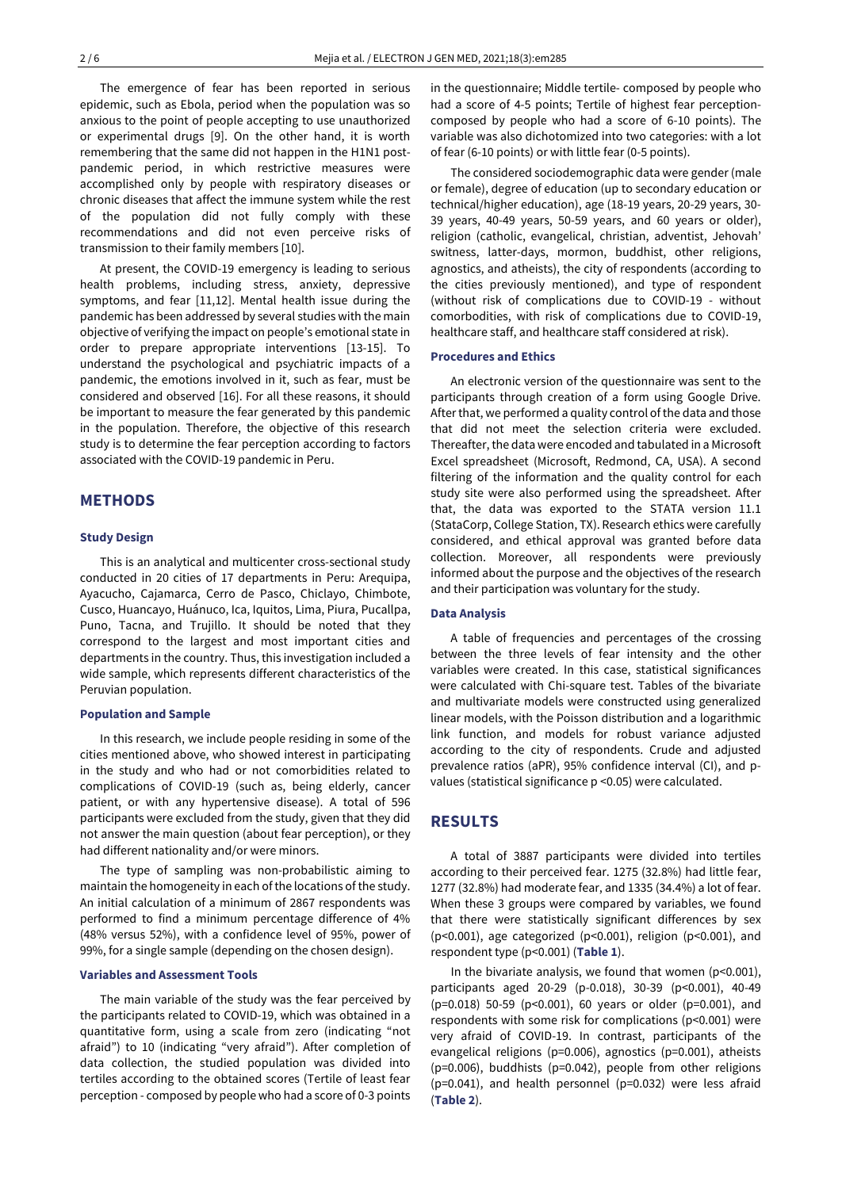The emergence of fear has been reported in serious epidemic, such as Ebola, period when the population was so anxious to the point of people accepting to use unauthorized or experimental drugs [9]. On the other hand, it is worth remembering that the same did not happen in the H1N1 post-pandemic period, in which restrictive measures were accomplished only by people with respiratory diseases or chronic diseases that affect the immune system while the rest of the population did not fully comply with these recommendations and did not even perceive risks of transmission to their family members [10].

At present, the COVID-19 emergency is leading to serious health problems, including stress, anxiety, depressive symptoms, and fear [11,12]. Mental health issue during the pandemic has been addressed by several studies with the main objective of verifying the impact on people's emotional state in order to prepare appropriate interventions [13-15]. To understand the psychological and psychiatric impacts of a pandemic, the emotions involved in it, such as fear, must be considered and observed [16]. For all these reasons, it should be important to measure the fear generated by this pandemic in the population. Therefore, the objective of this research study is to determine the fear perception according to factors associated with the COVID-19 pandemic in Peru.

## METHODS

### Study Design

This is an analytical and multicenter cross-sectional study conducted in 20 cities of 17 departments in Peru: Arequipa, Ayacucho, Cajamarca, Cerro de Pasco, Chiclayo, Chimbote, Cusco, Huancayo, Huánuco, Ica, Iquitos, Lima, Piura, Pucallpa, Puno, Tacna, and Trujillo. It should be noted that they correspond to the largest and most important cities and departments in the country. Thus, this investigation included a wide sample, which represents different characteristics of the Peruvian population.

### Population and Sample

In this research, we include people residing in some of the cities mentioned above, who showed interest in participating in the study and who had or not comorbidities related to complications of COVID-19 (such as, being elderly, cancer patient, or with any hypertensive disease). A total of 596 participants were excluded from the study, given that they did not answer the main question (about fear perception), or they had different nationality and/or were minors.

The type of sampling was non-probabilistic aiming to maintain the homogeneity in each of the locations of the study. An initial calculation of a minimum of 2867 respondents was performed to find a minimum percentage difference of 4% (48% versus 52%), with a confidence level of 95%, power of 99%, for a single sample (depending on the chosen design).

### Variables and Assessment Tools

The main variable of the study was the fear perceived by the participants related to COVID-19, which was obtained in a quantitative form, using a scale from zero (indicating "not afraid") to 10 (indicating "very afraid"). After completion of data collection, the studied population was divided into tertiles according to the obtained scores (Tertile of least fear perception - composed by people who had a score of 0-3 points in the questionnaire; Middle tertile- composed by people who had a score of 4-5 points; Tertile of highest fear perception-composed by people who had a score of 6-10 points). The variable was also dichotomized into two categories: with a lot of fear (6-10 points) or with little fear (0-5 points).

The considered sociodemographic data were gender (male or female), degree of education (up to secondary education or technical/higher education), age (18-19 years, 20-29 years, 30-39 years, 40-49 years, 50-59 years, and 60 years or older), religion (catholic, evangelical, christian, adventist, Jehovah' switness, latter-days, mormon, buddhist, other religions, agnostics, and atheists), the city of respondents (according to the cities previously mentioned), and type of respondent (without risk of complications due to COVID-19 - without comorbodities, with risk of complications due to COVID-19, healthcare staff, and healthcare staff considered at risk).

### Procedures and Ethics

An electronic version of the questionnaire was sent to the participants through creation of a form using Google Drive. After that, we performed a quality control of the data and those that did not meet the selection criteria were excluded. Thereafter, the data were encoded and tabulated in a Microsoft Excel spreadsheet (Microsoft, Redmond, CA, USA). A second filtering of the information and the quality control for each study site were also performed using the spreadsheet. After that, the data was exported to the STATA version 11.1 (StataCorp, College Station, TX). Research ethics were carefully considered, and ethical approval was granted before data collection. Moreover, all respondents were previously informed about the purpose and the objectives of the research and their participation was voluntary for the study.

### Data Analysis

A table of frequencies and percentages of the crossing between the three levels of fear intensity and the other variables were created. In this case, statistical significances were calculated with Chi-square test. Tables of the bivariate and multivariate models were constructed using generalized linear models, with the Poisson distribution and a logarithmic link function, and models for robust variance adjusted according to the city of respondents. Crude and adjusted prevalence ratios (aPR), 95% confidence interval (CI), and p-values (statistical significance $p < 0.05$) were calculated.

## RESULTS

A total of 3887 participants were divided into tertiles according to their perceived fear. 1275 (32.8%) had little fear, 1277 (32.8%) had moderate fear, and 1335 (34.4%) a lot of fear. When these 3 groups were compared by variables, we found that there were statistically significant differences by sex ($p<0.001$), age categorized ($p<0.001$), religion ($p<0.001$), and respondent type ($p<0.001$) (**Table 1**).

In the bivariate analysis, we found that women ($p<0.001$), participants aged 20-29 (p-0.018), 30-39 ($p<0.001$), 40-49 ($p=0.018$) 50-59 ($p<0.001$), 60 years or older ($p=0.001$), and respondents with some risk for complications ($p<0.001$) were very afraid of COVID-19. In contrast, participants of the evangelical religions ($p=0.006$), agnostics ($p=0.001$), atheists ($p=0.006$), buddhists ($p=0.042$), people from other religions ($p=0.041$), and health personnel ($p=0.032$) were less afraid (**Table 2**).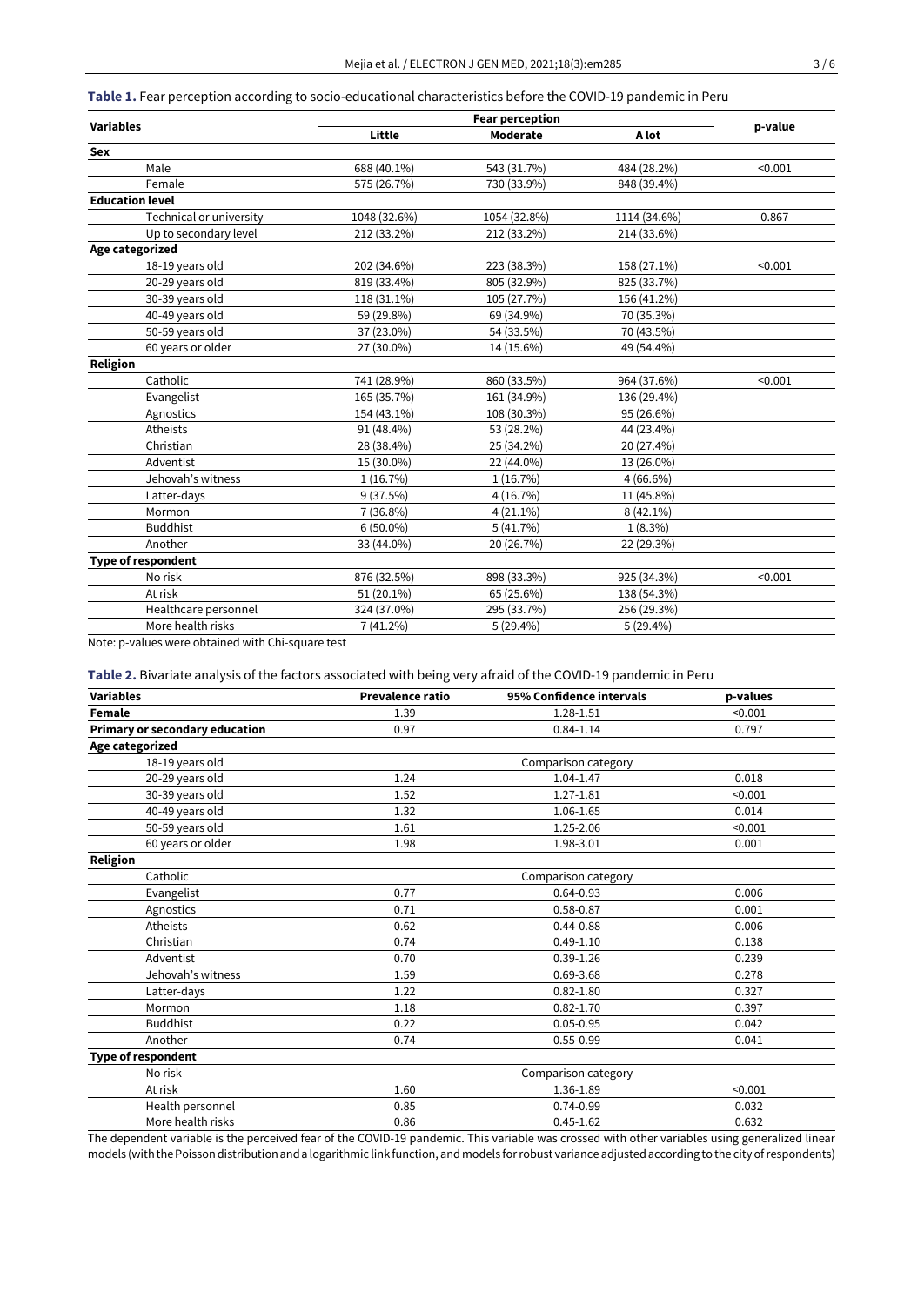**Table 1.** Fear perception according to socio-educational characteristics before the COVID-19 pandemic in Peru

| Variables | Fear perception | | | p-value |
|---|---|---|---|---|
| | Little | Moderate | A lot | |
| **Sex** | | | | |
| Male | 688 (40.1%) | 543 (31.7%) | 484 (28.2%) | <0.001 |
| Female | 575 (26.7%) | 730 (33.9%) | 848 (39.4%) | |
| **Education level** | | | | |
| Technical or university | 1048 (32.6%) | 1054 (32.8%) | 1114 (34.6%) | 0.867 |
| Up to secondary level | 212 (33.2%) | 212 (33.2%) | 214 (33.6%) | |
| **Age categorized** | | | | |
| 18-19 years old | 202 (34.6%) | 223 (38.3%) | 158 (27.1%) | <0.001 |
| 20-29 years old | 819 (33.4%) | 805 (32.9%) | 825 (33.7%) | |
| 30-39 years old | 118 (31.1%) | 105 (27.7%) | 156 (41.2%) | |
| 40-49 years old | 59 (29.8%) | 69 (34.9%) | 70 (35.3%) | |
| 50-59 years old | 37 (23.0%) | 54 (33.5%) | 70 (43.5%) | |
| 60 years or older | 27 (30.0%) | 14 (15.6%) | 49 (54.4%) | |
| **Religion** | | | | |
| Catholic | 741 (28.9%) | 860 (33.5%) | 964 (37.6%) | <0.001 |
| Evangelist | 165 (35.7%) | 161 (34.9%) | 136 (29.4%) | |
| Agnostics | 154 (43.1%) | 108 (30.3%) | 95 (26.6%) | |
| Atheists | 91 (48.4%) | 53 (28.2%) | 44 (23.4%) | |
| Christian | 28 (38.4%) | 25 (34.2%) | 20 (27.4%) | |
| Adventist | 15 (30.0%) | 22 (44.0%) | 13 (26.0%) | |
| Jehovah's witness | 1 (16.7%) | 1 (16.7%) | 4 (66.6%) | |
| Latter-days | 9 (37.5%) | 4 (16.7%) | 11 (45.8%) | |
| Mormon | 7 (36.8%) | 4 (21.1%) | 8 (42.1%) | |
| Buddhist | 6 (50.0%) | 5 (41.7%) | 1 (8.3%) | |
| Another | 33 (44.0%) | 20 (26.7%) | 22 (29.3%) | |
| **Type of respondent** | | | | |
| No risk | 876 (32.5%) | 898 (33.3%) | 925 (34.3%) | <0.001 |
| At risk | 51 (20.1%) | 65 (25.6%) | 138 (54.3%) | |
| Healthcare personnel | 324 (37.0%) | 295 (33.7%) | 256 (29.3%) | |
| More health risks | 7 (41.2%) | 5 (29.4%) | 5 (29.4%) | |

Note: p-values were obtained with Chi-square test

**Table 2.** Bivariate analysis of the factors associated with being very afraid of the COVID-19 pandemic in Peru

| Variables | Prevalence ratio | 95% Confidence intervals | p-values |
|---|---|---|---|
| **Female** | 1.39 | 1.28-1.51 | <0.001 |
| **Primary or secondary education** | 0.97 | 0.84-1.14 | 0.797 |
| **Age categorized** | | | |
| 18-19 years old | | Comparison category | |
| 20-29 years old | 1.24 | 1.04-1.47 | 0.018 |
| 30-39 years old | 1.52 | 1.27-1.81 | <0.001 |
| 40-49 years old | 1.32 | 1.06-1.65 | 0.014 |
| 50-59 years old | 1.61 | 1.25-2.06 | <0.001 |
| 60 years or older | 1.98 | 1.98-3.01 | 0.001 |
| **Religion** | | | |
| Catholic | | Comparison category | |
| Evangelist | 0.77 | 0.64-0.93 | 0.006 |
| Agnostics | 0.71 | 0.58-0.87 | 0.001 |
| Atheists | 0.62 | 0.44-0.88 | 0.006 |
| Christian | 0.74 | 0.49-1.10 | 0.138 |
| Adventist | 0.70 | 0.39-1.26 | 0.239 |
| Jehovah's witness | 1.59 | 0.69-3.68 | 0.278 |
| Latter-days | 1.22 | 0.82-1.80 | 0.327 |
| Mormon | 1.18 | 0.82-1.70 | 0.397 |
| Buddhist | 0.22 | 0.05-0.95 | 0.042 |
| Another | 0.74 | 0.55-0.99 | 0.041 |
| **Type of respondent** | | | |
| No risk | | Comparison category | |
| At risk | 1.60 | 1.36-1.89 | <0.001 |
| Health personnel | 0.85 | 0.74-0.99 | 0.032 |
| More health risks | 0.86 | 0.45-1.62 | 0.632 |

The dependent variable is the perceived fear of the COVID-19 pandemic. This variable was crossed with other variables using generalized linear models (with the Poisson distribution and a logarithmic link function, and models for robust variance adjusted according to the city of respondents)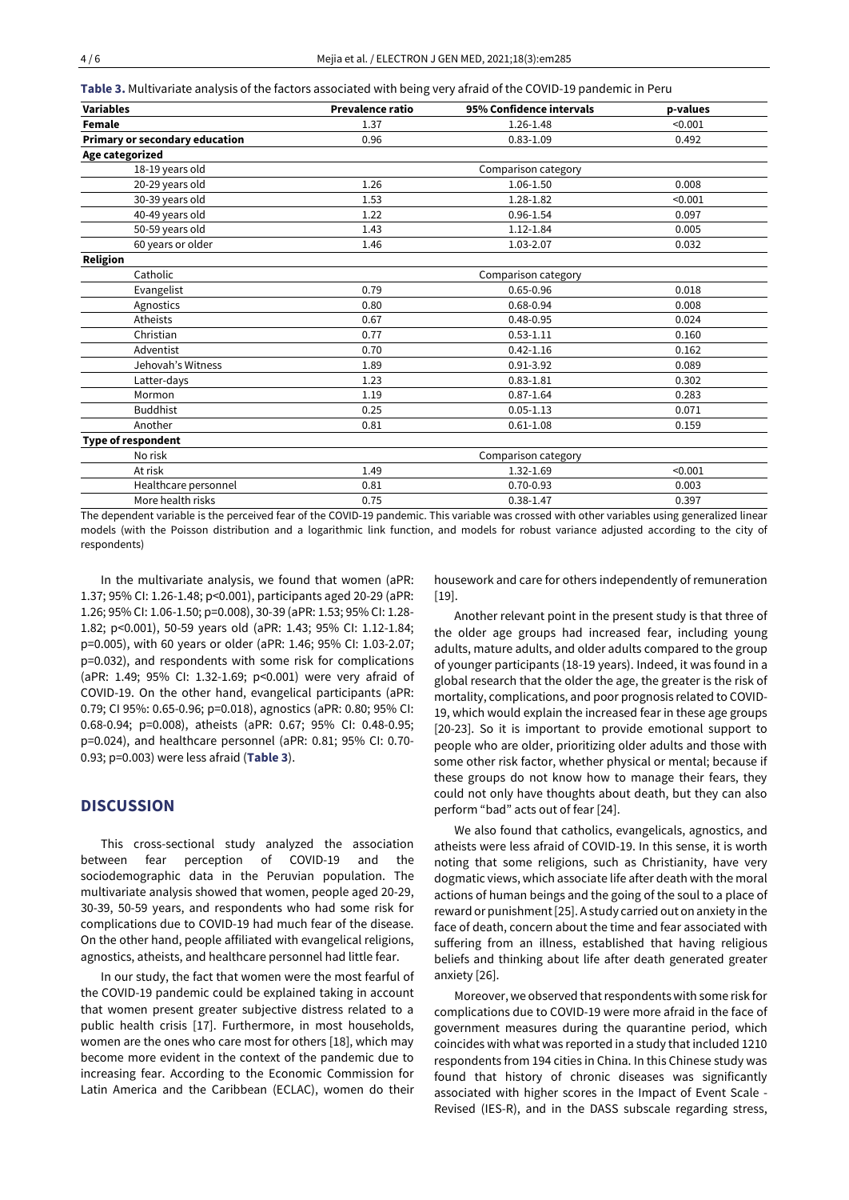**Table 3.** Multivariate analysis of the factors associated with being very afraid of the COVID-19 pandemic in Peru

| Variables | Prevalence ratio | 95% Confidence intervals | p-values |
|---|---|---|---|
| **Female** | 1.37 | 1.26-1.48 | <0.001 |
| **Primary or secondary education** | 0.96 | 0.83-1.09 | 0.492 |
| **Age categorized** | | | |
| 18-19 years old | | Comparison category | |
| 20-29 years old | 1.26 | 1.06-1.50 | 0.008 |
| 30-39 years old | 1.53 | 1.28-1.82 | <0.001 |
| 40-49 years old | 1.22 | 0.96-1.54 | 0.097 |
| 50-59 years old | 1.43 | 1.12-1.84 | 0.005 |
| 60 years or older | 1.46 | 1.03-2.07 | 0.032 |
| **Religion** | | | |
| Catholic | | Comparison category | |
| Evangelist | 0.79 | 0.65-0.96 | 0.018 |
| Agnostics | 0.80 | 0.68-0.94 | 0.008 |
| Atheists | 0.67 | 0.48-0.95 | 0.024 |
| Christian | 0.77 | 0.53-1.11 | 0.160 |
| Adventist | 0.70 | 0.42-1.16 | 0.162 |
| Jehovah's Witness | 1.89 | 0.91-3.92 | 0.089 |
| Latter-days | 1.23 | 0.83-1.81 | 0.302 |
| Mormon | 1.19 | 0.87-1.64 | 0.283 |
| Buddhist | 0.25 | 0.05-1.13 | 0.071 |
| Another | 0.81 | 0.61-1.08 | 0.159 |
| **Type of respondent** | | | |
| No risk | | Comparison category | |
| At risk | 1.49 | 1.32-1.69 | <0.001 |
| Healthcare personnel | 0.81 | 0.70-0.93 | 0.003 |
| More health risks | 0.75 | 0.38-1.47 | 0.397 |

The dependent variable is the perceived fear of the COVID-19 pandemic. This variable was crossed with other variables using generalized linear models (with the Poisson distribution and a logarithmic link function, and models for robust variance adjusted according to the city of respondents)

In the multivariate analysis, we found that women (aPR: 1.37; 95% CI: 1.26-1.48; p<0.001), participants aged 20-29 (aPR: 1.26; 95% CI: 1.06-1.50; p=0.008), 30-39 (aPR: 1.53; 95% CI: 1.28-1.82; p<0.001), 50-59 years old (aPR: 1.43; 95% CI: 1.12-1.84; p=0.005), with 60 years or older (aPR: 1.46; 95% CI: 1.03-2.07; p=0.032), and respondents with some risk for complications (aPR: 1.49; 95% CI: 1.32-1.69; p<0.001) were very afraid of COVID-19. On the other hand, evangelical participants (aPR: 0.79; CI 95%: 0.65-0.96; p=0.018), agnostics (aPR: 0.80; 95% CI: 0.68-0.94; p=0.008), atheists (aPR: 0.67; 95% CI: 0.48-0.95; p=0.024), and healthcare personnel (aPR: 0.81; 95% CI: 0.70-0.93; p=0.003) were less afraid (**Table 3**).

## DISCUSSION

This cross-sectional study analyzed the association between fear perception of COVID-19 and the sociodemographic data in the Peruvian population. The multivariate analysis showed that women, people aged 20-29, 30-39, 50-59 years, and respondents who had some risk for complications due to COVID-19 had much fear of the disease. On the other hand, people affiliated with evangelical religions, agnostics, atheists, and healthcare personnel had little fear.

In our study, the fact that women were the most fearful of the COVID-19 pandemic could be explained taking in account that women present greater subjective distress related to a public health crisis [17]. Furthermore, in most households, women are the ones who care most for others [18], which may become more evident in the context of the pandemic due to increasing fear. According to the Economic Commission for Latin America and the Caribbean (ECLAC), women do their housework and care for others independently of remuneration [19].

Another relevant point in the present study is that three of the older age groups had increased fear, including young adults, mature adults, and older adults compared to the group of younger participants (18-19 years). Indeed, it was found in a global research that the older the age, the greater is the risk of mortality, complications, and poor prognosis related to COVID-19, which would explain the increased fear in these age groups [20-23]. So it is important to provide emotional support to people who are older, prioritizing older adults and those with some other risk factor, whether physical or mental; because if these groups do not know how to manage their fears, they could not only have thoughts about death, but they can also perform "bad" acts out of fear [24].

We also found that catholics, evangelicals, agnostics, and atheists were less afraid of COVID-19. In this sense, it is worth noting that some religions, such as Christianity, have very dogmatic views, which associate life after death with the moral actions of human beings and the going of the soul to a place of reward or punishment [25]. A study carried out on anxiety in the face of death, concern about the time and fear associated with suffering from an illness, established that having religious beliefs and thinking about life after death generated greater anxiety [26].

Moreover, we observed that respondents with some risk for complications due to COVID-19 were more afraid in the face of government measures during the quarantine period, which coincides with what was reported in a study that included 1210 respondents from 194 cities in China. In this Chinese study was found that history of chronic diseases was significantly associated with higher scores in the Impact of Event Scale - Revised (IES-R), and in the DASS subscale regarding stress,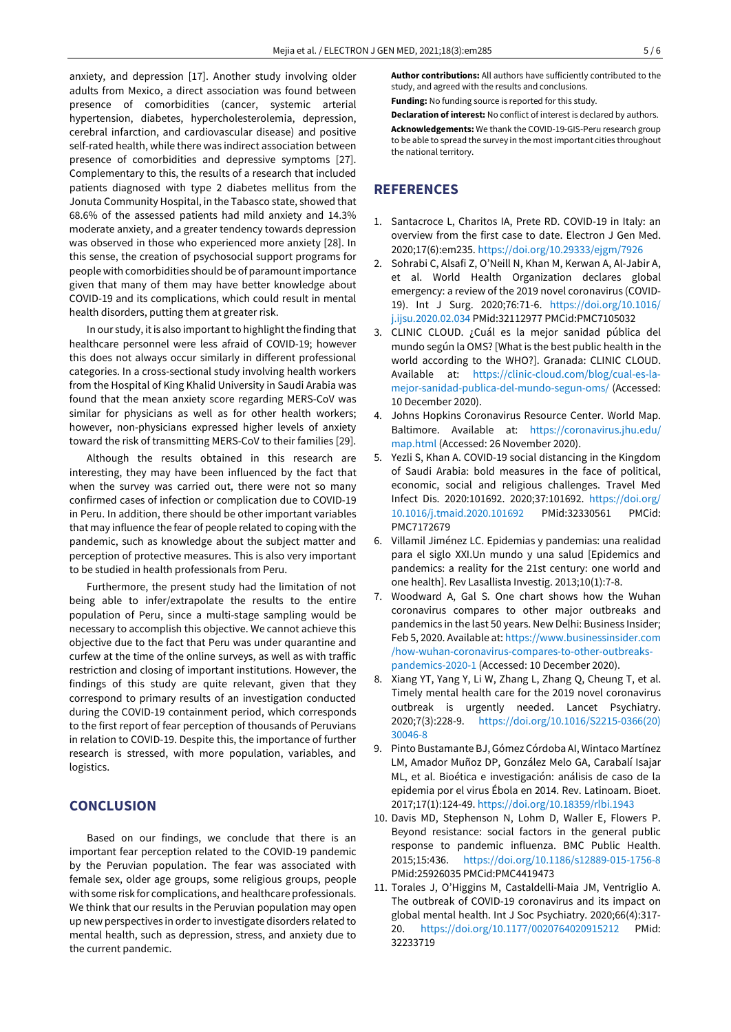anxiety, and depression [17]. Another study involving older adults from Mexico, a direct association was found between presence of comorbidities (cancer, systemic arterial hypertension, diabetes, hypercholesterolemia, depression, cerebral infarction, and cardiovascular disease) and positive self-rated health, while there was indirect association between presence of comorbidities and depressive symptoms [27]. Complementary to this, the results of a research that included patients diagnosed with type 2 diabetes mellitus from the Jonuta Community Hospital, in the Tabasco state, showed that 68.6% of the assessed patients had mild anxiety and 14.3% moderate anxiety, and a greater tendency towards depression was observed in those who experienced more anxiety [28]. In this sense, the creation of psychosocial support programs for people with comorbidities should be of paramount importance given that many of them may have better knowledge about COVID-19 and its complications, which could result in mental health disorders, putting them at greater risk.

In our study, it is also important to highlight the finding that healthcare personnel were less afraid of COVID-19; however this does not always occur similarly in different professional categories. In a cross-sectional study involving health workers from the Hospital of King Khalid University in Saudi Arabia was found that the mean anxiety score regarding MERS-CoV was similar for physicians as well as for other health workers; however, non-physicians expressed higher levels of anxiety toward the risk of transmitting MERS-CoV to their families [29].

Although the results obtained in this research are interesting, they may have been influenced by the fact that when the survey was carried out, there were not so many confirmed cases of infection or complication due to COVID-19 in Peru. In addition, there should be other important variables that may influence the fear of people related to coping with the pandemic, such as knowledge about the subject matter and perception of protective measures. This is also very important to be studied in health professionals from Peru.

Furthermore, the present study had the limitation of not being able to infer/extrapolate the results to the entire population of Peru, since a multi-stage sampling would be necessary to accomplish this objective. We cannot achieve this objective due to the fact that Peru was under quarantine and curfew at the time of the online surveys, as well as with traffic restriction and closing of important institutions. However, the findings of this study are quite relevant, given that they correspond to primary results of an investigation conducted during the COVID-19 containment period, which corresponds to the first report of fear perception of thousands of Peruvians in relation to COVID-19. Despite this, the importance of further research is stressed, with more population, variables, and logistics.

## CONCLUSION

Based on our findings, we conclude that there is an important fear perception related to the COVID-19 pandemic by the Peruvian population. The fear was associated with female sex, older age groups, some religious groups, people with some risk for complications, and healthcare professionals. We think that our results in the Peruvian population may open up new perspectives in order to investigate disorders related to mental health, such as depression, stress, and anxiety due to the current pandemic.

**Author contributions:** All authors have sufficiently contributed to the study, and agreed with the results and conclusions.

**Funding:** No funding source is reported for this study.

**Declaration of interest:** No conflict of interest is declared by authors.

**Acknowledgements:** We thank the COVID-19-GIS-Peru research group to be able to spread the survey in the most important cities throughout the national territory.

## REFERENCES

1. Santacroce L, Charitos IA, Prete RD. COVID-19 in Italy: an overview from the first case to date. Electron J Gen Med. 2020;17(6):em235. https://doi.org/10.29333/ejgm/7926
2. Sohrabi C, Alsafi Z, O'Neill N, Khan M, Kerwan A, Al-Jabir A, et al. World Health Organization declares global emergency: a review of the 2019 novel coronavirus (COVID-19). Int J Surg. 2020;76:71-6. https://doi.org/10.1016/j.ijsu.2020.02.034 PMid:32112977 PMCid:PMC7105032
3. CLINIC CLOUD. ¿Cuál es la mejor sanidad pública del mundo según la OMS? [What is the best public health in the world according to the WHO?]. Granada: CLINIC CLOUD. Available at: https://clinic-cloud.com/blog/cual-es-la-mejor-sanidad-publica-del-mundo-segun-oms/ (Accessed: 10 December 2020).
4. Johns Hopkins Coronavirus Resource Center. World Map. Baltimore. Available at: https://coronavirus.jhu.edu/map.html (Accessed: 26 November 2020).
5. Yezli S, Khan A. COVID-19 social distancing in the Kingdom of Saudi Arabia: bold measures in the face of political, economic, social and religious challenges. Travel Med Infect Dis. 2020:101692. 2020;37:101692. https://doi.org/10.1016/j.tmaid.2020.101692 PMid:32330561 PMCid: PMC7172679
6. Villamil Jiménez LC. Epidemias y pandemias: una realidad para el siglo XXI.Un mundo y una salud [Epidemics and pandemics: a reality for the 21st century: one world and one health]. Rev Lasallista Investig. 2013;10(1):7-8.
7. Woodward A, Gal S. One chart shows how the Wuhan coronavirus compares to other major outbreaks and pandemics in the last 50 years. New Delhi: Business Insider; Feb 5, 2020. Available at: https://www.businessinsider.com/how-wuhan-coronavirus-compares-to-other-outbreaks-pandemics-2020-1 (Accessed: 10 December 2020).
8. Xiang YT, Yang Y, Li W, Zhang L, Zhang Q, Cheung T, et al. Timely mental health care for the 2019 novel coronavirus outbreak is urgently needed. Lancet Psychiatry. 2020;7(3):228-9. https://doi.org/10.1016/S2215-0366(20)30046-8
9. Pinto Bustamante BJ, Gómez Córdoba AI, Wintaco Martínez LM, Amador Muñoz DP, González Melo GA, Carabalí Isajar ML, et al. Bioética e investigación: análisis de caso de la epidemia por el virus Ébola en 2014. Rev. Latinoam. Bioet. 2017;17(1):124-49. https://doi.org/10.18359/rlbi.1943
10. Davis MD, Stephenson N, Lohm D, Waller E, Flowers P. Beyond resistance: social factors in the general public response to pandemic influenza. BMC Public Health. 2015;15:436. https://doi.org/10.1186/s12889-015-1756-8 PMid:25926035 PMCid:PMC4419473
11. Torales J, O'Higgins M, Castaldelli-Maia JM, Ventriglio A. The outbreak of COVID-19 coronavirus and its impact on global mental health. Int J Soc Psychiatry. 2020;66(4):317-20. https://doi.org/10.1177/0020764020915212 PMid: 32233719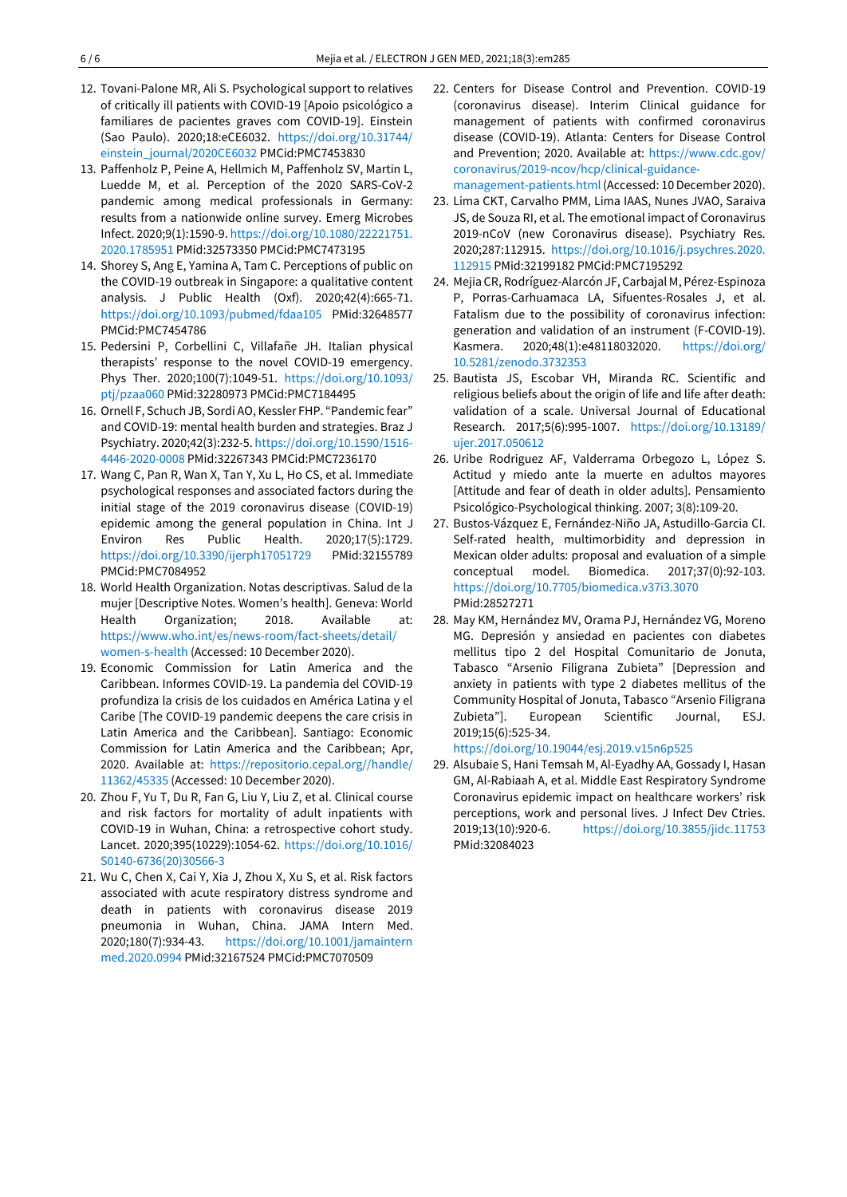12. Tovani-Palone MR, Ali S. Psychological support to relatives of critically ill patients with COVID-19 [Apoio psicológico a familiares de pacientes graves com COVID-19]. Einstein (Sao Paulo). 2020;18:eCE6032. https://doi.org/10.31744/einstein_journal/2020CE6032 PMCid:PMC7453830
13. Paffenholz P, Peine A, Hellmich M, Paffenholz SV, Martin L, Luedde M, et al. Perception of the 2020 SARS-CoV-2 pandemic among medical professionals in Germany: results from a nationwide online survey. Emerg Microbes Infect. 2020;9(1):1590-9. https://doi.org/10.1080/22221751.2020.1785951 PMid:32573350 PMCid:PMC7473195
14. Shorey S, Ang E, Yamina A, Tam C. Perceptions of public on the COVID-19 outbreak in Singapore: a qualitative content analysis. J Public Health (Oxf). 2020;42(4):665-71. https://doi.org/10.1093/pubmed/fdaa105 PMid:32648577 PMCid:PMC7454786
15. Pedersini P, Corbellini C, Villafañe JH. Italian physical therapists' response to the novel COVID-19 emergency. Phys Ther. 2020;100(7):1049-51. https://doi.org/10.1093/ptj/pzaa060 PMid:32280973 PMCid:PMC7184495
16. Ornell F, Schuch JB, Sordi AO, Kessler FHP. "Pandemic fear" and COVID-19: mental health burden and strategies. Braz J Psychiatry. 2020;42(3):232-5. https://doi.org/10.1590/1516-4446-2020-0008 PMid:32267343 PMCid:PMC7236170
17. Wang C, Pan R, Wan X, Tan Y, Xu L, Ho CS, et al. Immediate psychological responses and associated factors during the initial stage of the 2019 coronavirus disease (COVID-19) epidemic among the general population in China. Int J Environ Res Public Health. 2020;17(5):1729. https://doi.org/10.3390/ijerph17051729 PMid:32155789 PMCid:PMC7084952
18. World Health Organization. Notas descriptivas. Salud de la mujer [Descriptive Notes. Women's health]. Geneva: World Health Organization; 2018. Available at: https://www.who.int/es/news-room/fact-sheets/detail/women-s-health (Accessed: 10 December 2020).
19. Economic Commission for Latin America and the Caribbean. Informes COVID-19. La pandemia del COVID-19 profundiza la crisis de los cuidados en América Latina y el Caribe [The COVID-19 pandemic deepens the care crisis in Latin America and the Caribbean]. Santiago: Economic Commission for Latin America and the Caribbean; Apr, 2020. Available at: https://repositorio.cepal.org//handle/11362/45335 (Accessed: 10 December 2020).
20. Zhou F, Yu T, Du R, Fan G, Liu Y, Liu Z, et al. Clinical course and risk factors for mortality of adult inpatients with COVID-19 in Wuhan, China: a retrospective cohort study. Lancet. 2020;395(10229):1054-62. https://doi.org/10.1016/S0140-6736(20)30566-3
21. Wu C, Chen X, Cai Y, Xia J, Zhou X, Xu S, et al. Risk factors associated with acute respiratory distress syndrome and death in patients with coronavirus disease 2019 pneumonia in Wuhan, China. JAMA Intern Med. 2020;180(7):934-43. https://doi.org/10.1001/jamainternmed.2020.0994 PMid:32167524 PMCid:PMC7070509
22. Centers for Disease Control and Prevention. COVID-19 (coronavirus disease). Interim Clinical guidance for management of patients with confirmed coronavirus disease (COVID-19). Atlanta: Centers for Disease Control and Prevention; 2020. Available at: https://www.cdc.gov/coronavirus/2019-ncov/hcp/clinical-guidance-management-patients.html (Accessed: 10 December 2020).
23. Lima CKT, Carvalho PMM, Lima IAAS, Nunes JVAO, Saraiva JS, de Souza RI, et al. The emotional impact of Coronavirus 2019-nCoV (new Coronavirus disease). Psychiatry Res. 2020;287:112915. https://doi.org/10.1016/j.psychres.2020.112915 PMid:32199182 PMCid:PMC7195292
24. Mejia CR, Rodríguez-Alarcón JF, Carbajal M, Pérez-Espinoza P, Porras-Carhuamaca LA, Sifuentes-Rosales J, et al. Fatalism due to the possibility of coronavirus infection: generation and validation of an instrument (F-COVID-19). Kasmera. 2020;48(1):e48118032020. https://doi.org/10.5281/zenodo.3732353
25. Bautista JS, Escobar VH, Miranda RC. Scientific and religious beliefs about the origin of life and life after death: validation of a scale. Universal Journal of Educational Research. 2017;5(6):995-1007. https://doi.org/10.13189/ujer.2017.050612
26. Uribe Rodriguez AF, Valderrama Orbegozo L, López S. Actitud y miedo ante la muerte en adultos mayores [Attitude and fear of death in older adults]. Pensamiento Psicológico-Psychological thinking. 2007; 3(8):109-20.
27. Bustos-Vázquez E, Fernández-Niño JA, Astudillo-Garcia CI. Self-rated health, multimorbidity and depression in Mexican older adults: proposal and evaluation of a simple conceptual model. Biomedica. 2017;37(0):92-103. https://doi.org/10.7705/biomedica.v37i3.3070 PMid:28527271
28. May KM, Hernández MV, Orama PJ, Hernández VG, Moreno MG. Depresión y ansiedad en pacientes con diabetes mellitus tipo 2 del Hospital Comunitario de Jonuta, Tabasco "Arsenio Filigrana Zubieta" [Depression and anxiety in patients with type 2 diabetes mellitus of the Community Hospital of Jonuta, Tabasco "Arsenio Filigrana Zubieta"]. European Scientific Journal, ESJ. 2019;15(6):525-34. https://doi.org/10.19044/esj.2019.v15n6p525
29. Alsubaie S, Hani Temsah M, Al-Eyadhy AA, Gossady I, Hasan GM, Al-Rabiaah A, et al. Middle East Respiratory Syndrome Coronavirus epidemic impact on healthcare workers' risk perceptions, work and personal lives. J Infect Dev Ctries. 2019;13(10):920-6. https://doi.org/10.3855/jidc.11753 PMid:32084023